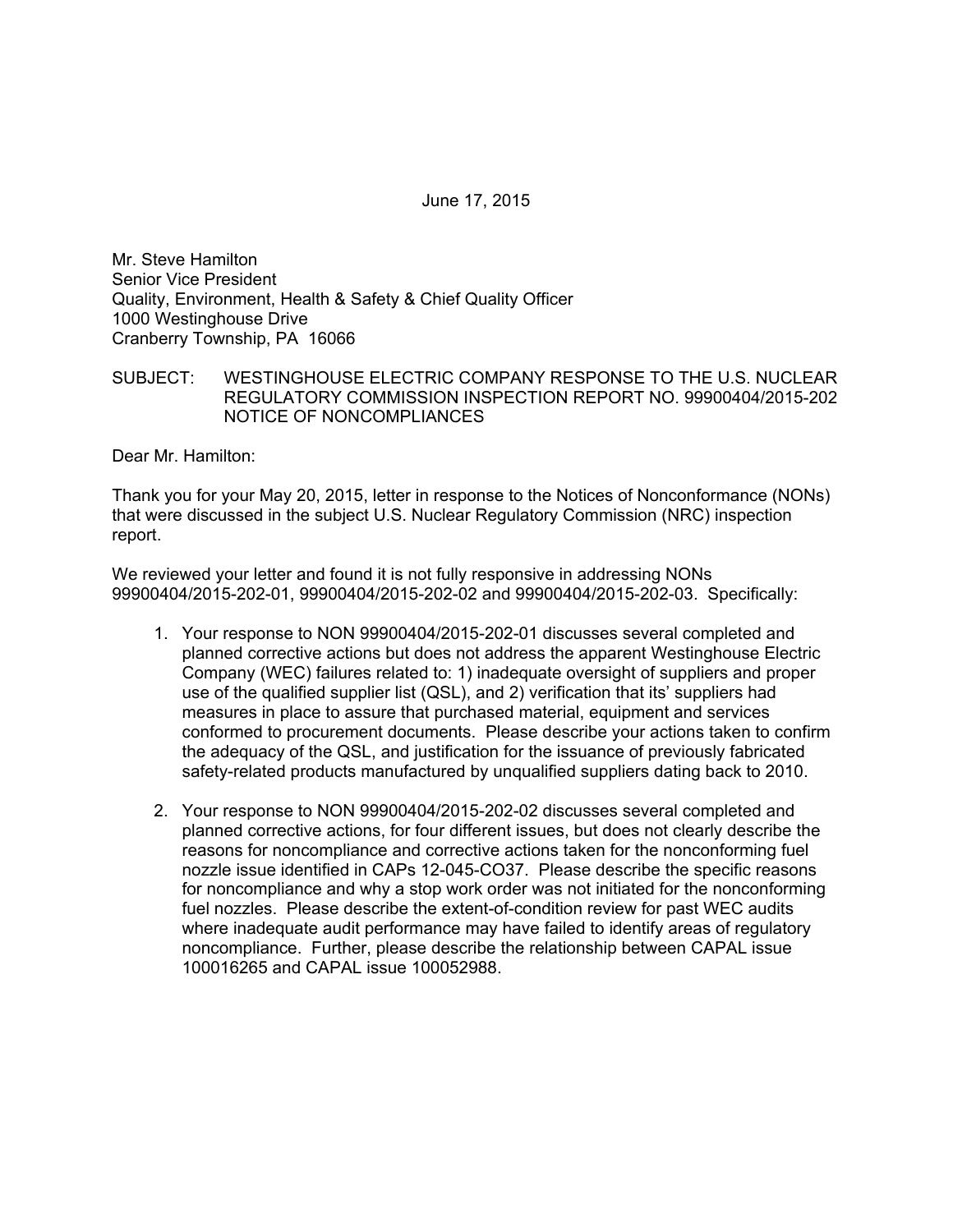June 17, 2015

Mr. Steve Hamilton
Senior Vice President
Quality, Environment, Health & Safety & Chief Quality Officer
1000 Westinghouse Drive
Cranberry Township, PA 16066

SUBJECT: WESTINGHOUSE ELECTRIC COMPANY RESPONSE TO THE U.S. NUCLEAR REGULATORY COMMISSION INSPECTION REPORT NO. 99900404/2015-202 NOTICE OF NONCOMPLIANCES

Dear Mr. Hamilton:

Thank you for your May 20, 2015, letter in response to the Notices of Nonconformance (NONs) that were discussed in the subject U.S. Nuclear Regulatory Commission (NRC) inspection report.

We reviewed your letter and found it is not fully responsive in addressing NONs 99900404/2015-202-01, 99900404/2015-202-02 and 99900404/2015-202-03. Specifically:

1. Your response to NON 99900404/2015-202-01 discusses several completed and planned corrective actions but does not address the apparent Westinghouse Electric Company (WEC) failures related to: 1) inadequate oversight of suppliers and proper use of the qualified supplier list (QSL), and 2) verification that its' suppliers had measures in place to assure that purchased material, equipment and services conformed to procurement documents. Please describe your actions taken to confirm the adequacy of the QSL, and justification for the issuance of previously fabricated safety-related products manufactured by unqualified suppliers dating back to 2010.

2. Your response to NON 99900404/2015-202-02 discusses several completed and planned corrective actions, for four different issues, but does not clearly describe the reasons for noncompliance and corrective actions taken for the nonconforming fuel nozzle issue identified in CAPs 12-045-CO37. Please describe the specific reasons for noncompliance and why a stop work order was not initiated for the nonconforming fuel nozzles. Please describe the extent-of-condition review for past WEC audits where inadequate audit performance may have failed to identify areas of regulatory noncompliance. Further, please describe the relationship between CAPAL issue 100016265 and CAPAL issue 100052988.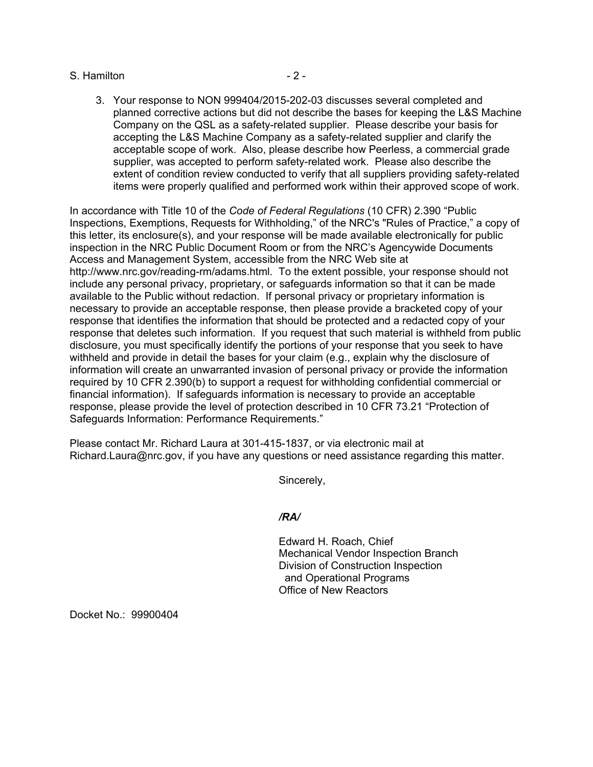3. Your response to NON 999404/2015-202-03 discusses several completed and planned corrective actions but did not describe the bases for keeping the L&S Machine Company on the QSL as a safety-related supplier. Please describe your basis for accepting the L&S Machine Company as a safety-related supplier and clarify the acceptable scope of work. Also, please describe how Peerless, a commercial grade supplier, was accepted to perform safety-related work. Please also describe the extent of condition review conducted to verify that all suppliers providing safety-related items were properly qualified and performed work within their approved scope of work.

In accordance with Title 10 of the *Code of Federal Regulations* (10 CFR) 2.390 "Public Inspections, Exemptions, Requests for Withholding," of the NRC's "Rules of Practice," a copy of this letter, its enclosure(s), and your response will be made available electronically for public inspection in the NRC Public Document Room or from the NRC's Agencywide Documents Access and Management System, accessible from the NRC Web site at http://www.nrc.gov/reading-rm/adams.html. To the extent possible, your response should not include any personal privacy, proprietary, or safeguards information so that it can be made available to the Public without redaction. If personal privacy or proprietary information is necessary to provide an acceptable response, then please provide a bracketed copy of your response that identifies the information that should be protected and a redacted copy of your response that deletes such information. If you request that such material is withheld from public disclosure, you must specifically identify the portions of your response that you seek to have withheld and provide in detail the bases for your claim (e.g., explain why the disclosure of information will create an unwarranted invasion of personal privacy or provide the information required by 10 CFR 2.390(b) to support a request for withholding confidential commercial or financial information). If safeguards information is necessary to provide an acceptable response, please provide the level of protection described in 10 CFR 73.21 "Protection of Safeguards Information: Performance Requirements."

Please contact Mr. Richard Laura at 301-415-1837, or via electronic mail at Richard.Laura@nrc.gov, if you have any questions or need assistance regarding this matter.

Sincerely,

***/RA/***

Edward H. Roach, Chief
Mechanical Vendor Inspection Branch
Division of Construction Inspection
and Operational Programs
Office of New Reactors

Docket No.: 99900404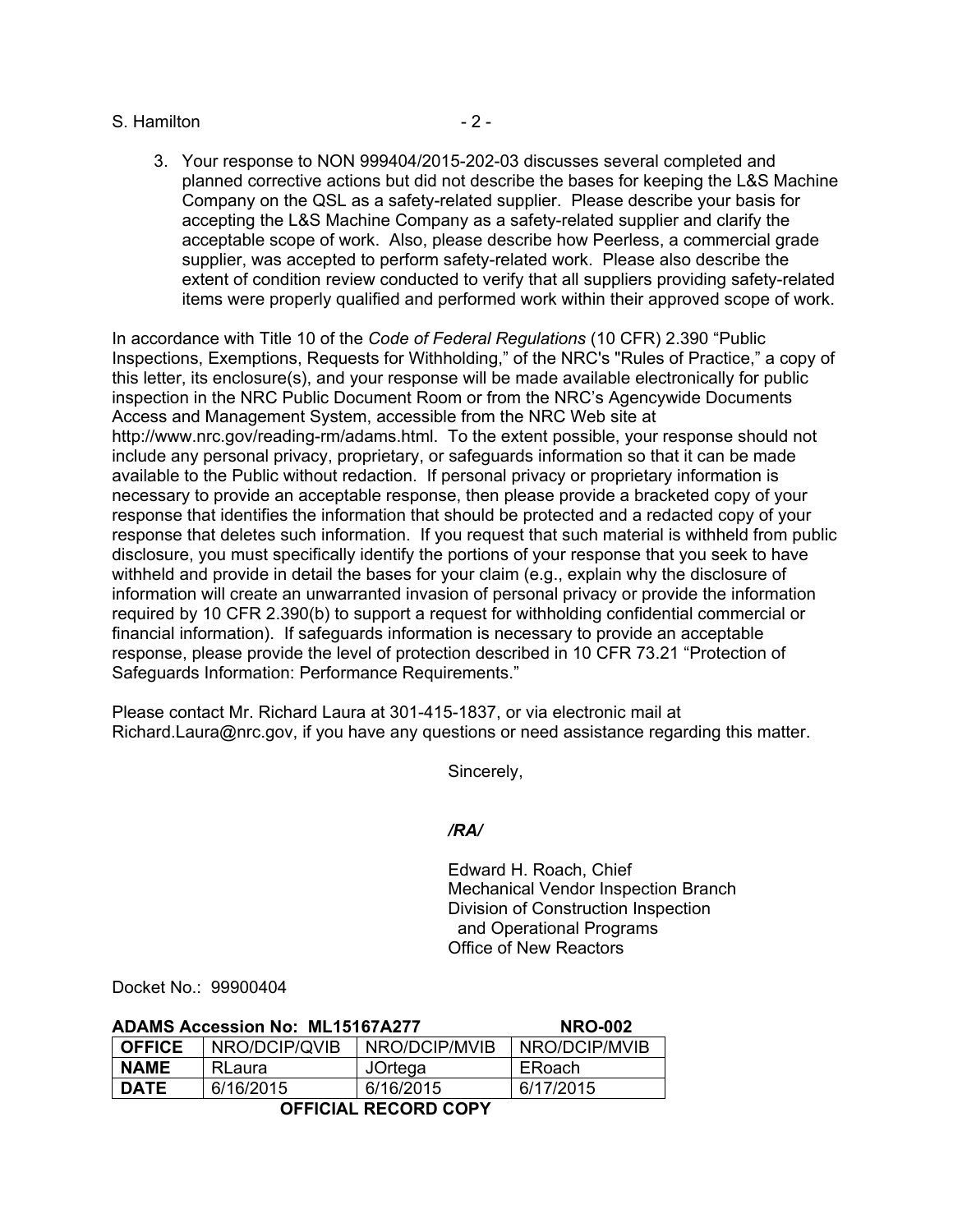3. Your response to NON 999404/2015-202-03 discusses several completed and planned corrective actions but did not describe the bases for keeping the L&S Machine Company on the QSL as a safety-related supplier. Please describe your basis for accepting the L&S Machine Company as a safety-related supplier and clarify the acceptable scope of work. Also, please describe how Peerless, a commercial grade supplier, was accepted to perform safety-related work. Please also describe the extent of condition review conducted to verify that all suppliers providing safety-related items were properly qualified and performed work within their approved scope of work.

In accordance with Title 10 of the *Code of Federal Regulations* (10 CFR) 2.390 "Public Inspections, Exemptions, Requests for Withholding," of the NRC's "Rules of Practice," a copy of this letter, its enclosure(s), and your response will be made available electronically for public inspection in the NRC Public Document Room or from the NRC's Agencywide Documents Access and Management System, accessible from the NRC Web site at http://www.nrc.gov/reading-rm/adams.html. To the extent possible, your response should not include any personal privacy, proprietary, or safeguards information so that it can be made available to the Public without redaction. If personal privacy or proprietary information is necessary to provide an acceptable response, then please provide a bracketed copy of your response that identifies the information that should be protected and a redacted copy of your response that deletes such information. If you request that such material is withheld from public disclosure, you must specifically identify the portions of your response that you seek to have withheld and provide in detail the bases for your claim (e.g., explain why the disclosure of information will create an unwarranted invasion of personal privacy or provide the information required by 10 CFR 2.390(b) to support a request for withholding confidential commercial or financial information). If safeguards information is necessary to provide an acceptable response, please provide the level of protection described in 10 CFR 73.21 "Protection of Safeguards Information: Performance Requirements."

Please contact Mr. Richard Laura at 301-415-1837, or via electronic mail at Richard.Laura@nrc.gov, if you have any questions or need assistance regarding this matter.

Sincerely,

*/RA/*

Edward H. Roach, Chief
Mechanical Vendor Inspection Branch
Division of Construction Inspection
and Operational Programs
Office of New Reactors

Docket No.: 99900404

**ADAMS Accession No: ML15167A277** **NRO-002**

| **OFFICE** | NRO/DCIP/QVIB | NRO/DCIP/MVIB | NRO/DCIP/MVIB |
|---|---|---|---|
| **NAME** | RLaura | JOrtega | ERoach |
| **DATE** | 6/16/2015 | 6/16/2015 | 6/17/2015 |

**OFFICIAL RECORD COPY**